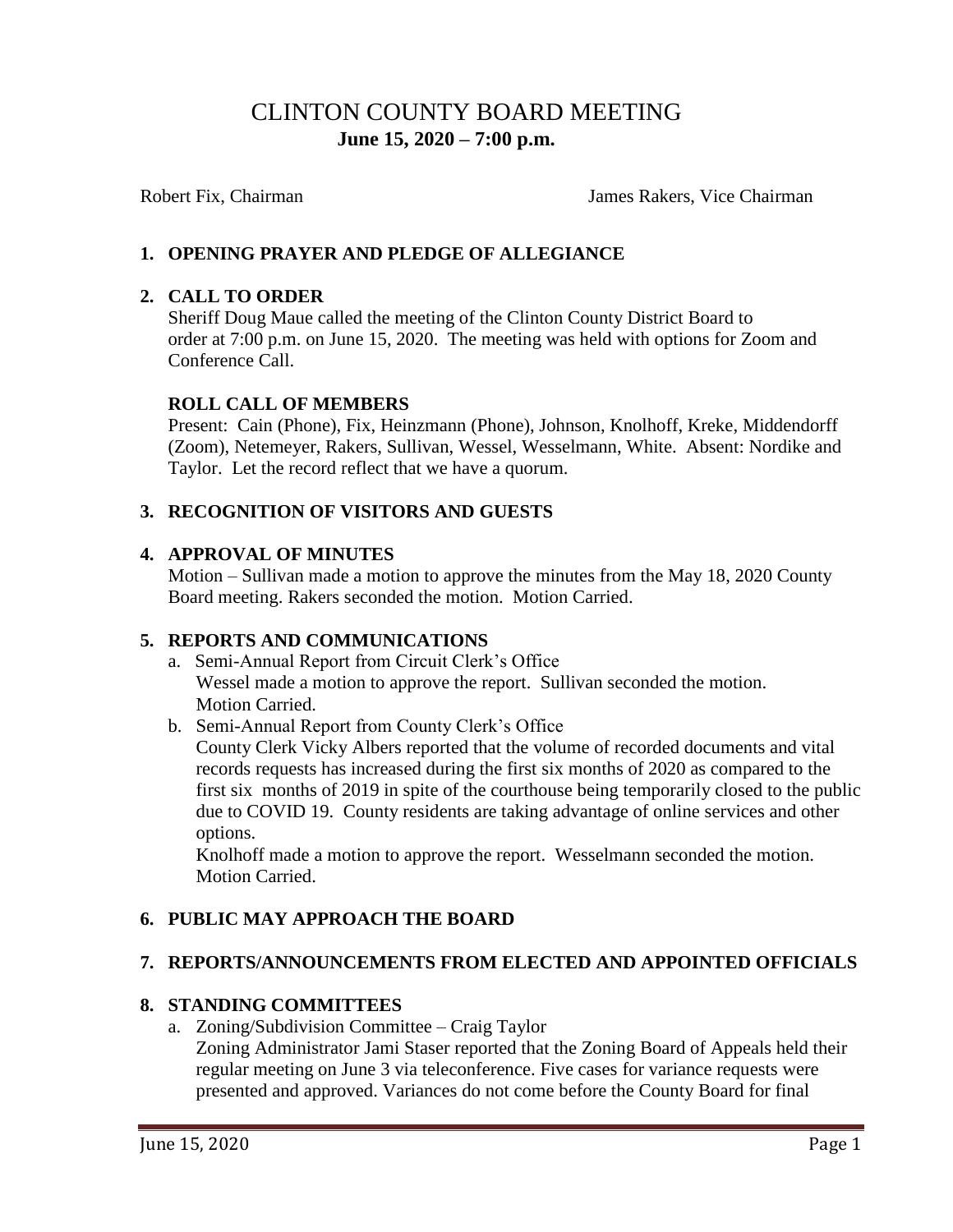# CLINTON COUNTY BOARD MEETING

**June 15, 2020 – 7:00 p.m.**

Robert Fix, Chairman James Rakers, Vice Chairman

## 1. OPENING PRAYER AND PLEDGE OF ALLEGIANCE

## 2. CALL TO ORDER

Sheriff Doug Maue called the meeting of the Clinton County District Board to order at 7:00 p.m. on June 15, 2020. The meeting was held with options for Zoom and Conference Call.

### ROLL CALL OF MEMBERS

Present: Cain (Phone), Fix, Heinzmann (Phone), Johnson, Knolhoff, Kreke, Middendorff (Zoom), Netemeyer, Rakers, Sullivan, Wessel, Wesselmann, White. Absent: Nordike and Taylor. Let the record reflect that we have a quorum.

## 3. RECOGNITION OF VISITORS AND GUESTS

## 4. APPROVAL OF MINUTES

Motion – Sullivan made a motion to approve the minutes from the May 18, 2020 County Board meeting. Rakers seconded the motion. Motion Carried.

## 5. REPORTS AND COMMUNICATIONS

a. Semi-Annual Report from Circuit Clerk's Office
   Wessel made a motion to approve the report. Sullivan seconded the motion. Motion Carried.

b. Semi-Annual Report from County Clerk's Office
   County Clerk Vicky Albers reported that the volume of recorded documents and vital records requests has increased during the first six months of 2020 as compared to the first six months of 2019 in spite of the courthouse being temporarily closed to the public due to COVID 19. County residents are taking advantage of online services and other options.
   Knolhoff made a motion to approve the report. Wesselmann seconded the motion. Motion Carried.

## 6. PUBLIC MAY APPROACH THE BOARD

## 7. REPORTS/ANNOUNCEMENTS FROM ELECTED AND APPOINTED OFFICIALS

## 8. STANDING COMMITTEES

a. Zoning/Subdivision Committee – Craig Taylor
   Zoning Administrator Jami Staser reported that the Zoning Board of Appeals held their regular meeting on June 3 via teleconference. Five cases for variance requests were presented and approved. Variances do not come before the County Board for final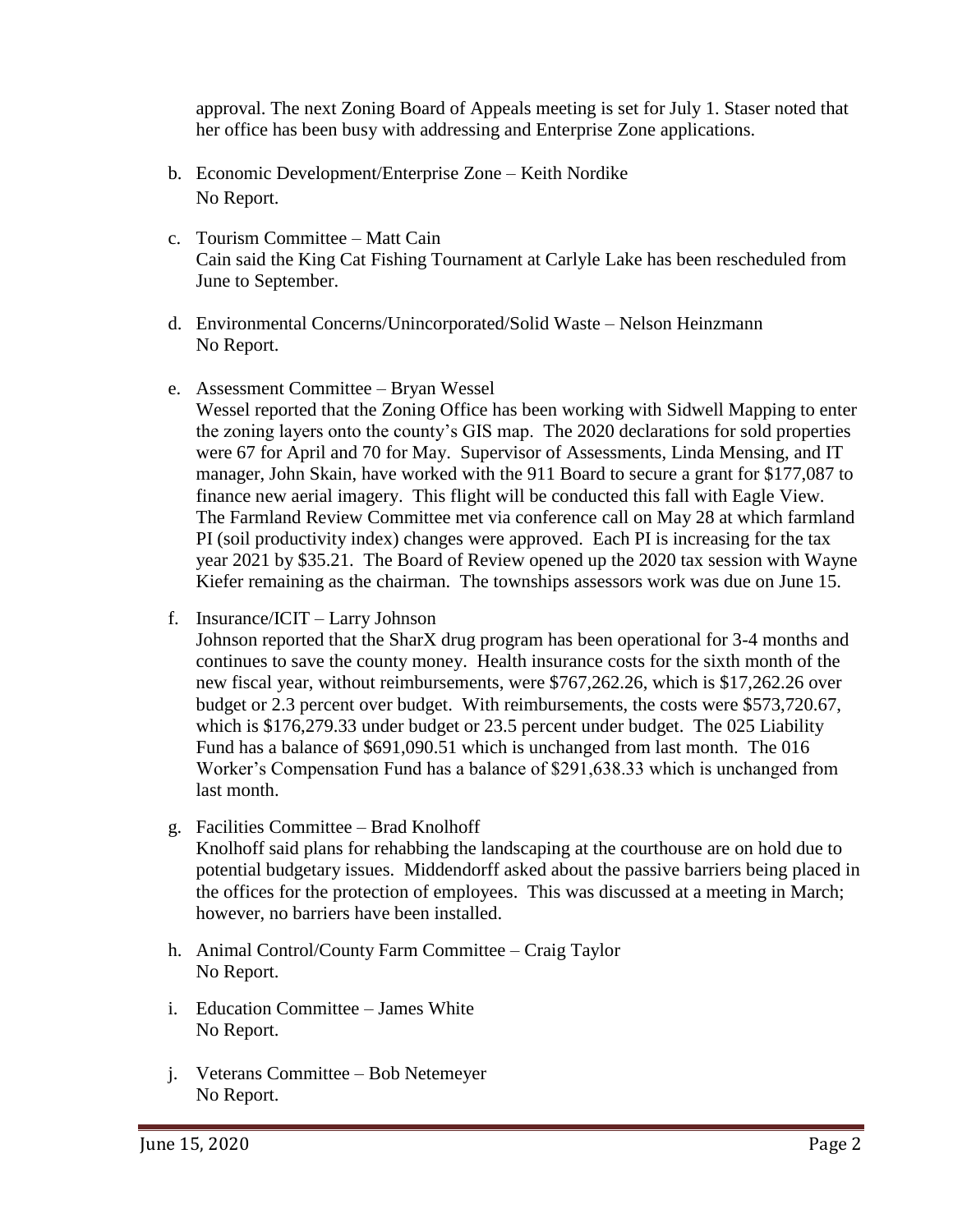approval. The next Zoning Board of Appeals meeting is set for July 1. Staser noted that her office has been busy with addressing and Enterprise Zone applications.

b. Economic Development/Enterprise Zone – Keith Nordike
   No Report.

c. Tourism Committee – Matt Cain
   Cain said the King Cat Fishing Tournament at Carlyle Lake has been rescheduled from June to September.

d. Environmental Concerns/Unincorporated/Solid Waste – Nelson Heinzmann
   No Report.

e. Assessment Committee – Bryan Wessel
   Wessel reported that the Zoning Office has been working with Sidwell Mapping to enter the zoning layers onto the county's GIS map. The 2020 declarations for sold properties were 67 for April and 70 for May. Supervisor of Assessments, Linda Mensing, and IT manager, John Skain, have worked with the 911 Board to secure a grant for $177,087 to finance new aerial imagery. This flight will be conducted this fall with Eagle View. The Farmland Review Committee met via conference call on May 28 at which farmland PI (soil productivity index) changes were approved. Each PI is increasing for the tax year 2021 by $35.21. The Board of Review opened up the 2020 tax session with Wayne Kiefer remaining as the chairman. The townships assessors work was due on June 15.

f. Insurance/ICIT – Larry Johnson
   Johnson reported that the SharX drug program has been operational for 3-4 months and continues to save the county money. Health insurance costs for the sixth month of the new fiscal year, without reimbursements, were $767,262.26, which is $17,262.26 over budget or 2.3 percent over budget. With reimbursements, the costs were $573,720.67, which is $176,279.33 under budget or 23.5 percent under budget. The 025 Liability Fund has a balance of $691,090.51 which is unchanged from last month. The 016 Worker's Compensation Fund has a balance of $291,638.33 which is unchanged from last month.

g. Facilities Committee – Brad Knolhoff
   Knolhoff said plans for rehabbing the landscaping at the courthouse are on hold due to potential budgetary issues. Middendorff asked about the passive barriers being placed in the offices for the protection of employees. This was discussed at a meeting in March; however, no barriers have been installed.

h. Animal Control/County Farm Committee – Craig Taylor
   No Report.

i. Education Committee – James White
   No Report.

j. Veterans Committee – Bob Netemeyer
   No Report.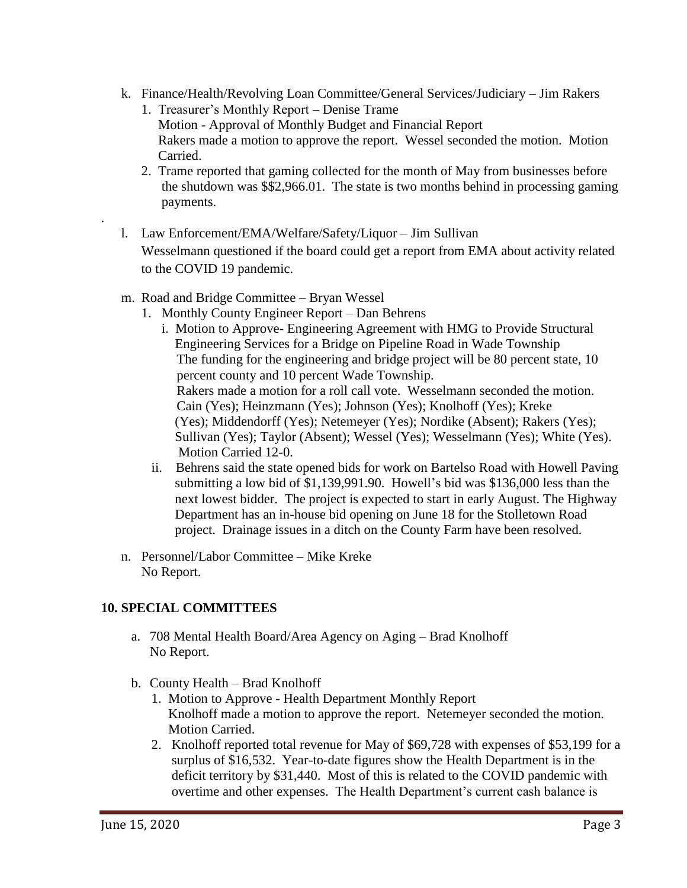k. Finance/Health/Revolving Loan Committee/General Services/Judiciary – Jim Rakers
   1. Treasurer's Monthly Report – Denise Trame
      Motion - Approval of Monthly Budget and Financial Report
      Rakers made a motion to approve the report. Wessel seconded the motion. Motion Carried.
   2. Trame reported that gaming collected for the month of May from businesses before the shutdown was $$2,966.01. The state is two months behind in processing gaming payments.

.

l. Law Enforcement/EMA/Welfare/Safety/Liquor – Jim Sullivan
   Wesselmann questioned if the board could get a report from EMA about activity related to the COVID 19 pandemic.

m. Road and Bridge Committee – Bryan Wessel
   1. Monthly County Engineer Report – Dan Behrens
      i. Motion to Approve- Engineering Agreement with HMG to Provide Structural Engineering Services for a Bridge on Pipeline Road in Wade Township
         The funding for the engineering and bridge project will be 80 percent state, 10 percent county and 10 percent Wade Township.
         Rakers made a motion for a roll call vote. Wesselmann seconded the motion. Cain (Yes); Heinzmann (Yes); Johnson (Yes); Knolhoff (Yes); Kreke (Yes); Middendorff (Yes); Netemeyer (Yes); Nordike (Absent); Rakers (Yes); Sullivan (Yes); Taylor (Absent); Wessel (Yes); Wesselmann (Yes); White (Yes).
         Motion Carried 12-0.
      ii. Behrens said the state opened bids for work on Bartelso Road with Howell Paving submitting a low bid of $1,139,991.90. Howell's bid was $136,000 less than the next lowest bidder. The project is expected to start in early August. The Highway Department has an in-house bid opening on June 18 for the Stolletown Road project. Drainage issues in a ditch on the County Farm have been resolved.

n. Personnel/Labor Committee – Mike Kreke
   No Report.

## 10. SPECIAL COMMITTEES

a. 708 Mental Health Board/Area Agency on Aging – Brad Knolhoff
   No Report.

b. County Health – Brad Knolhoff
   1. Motion to Approve - Health Department Monthly Report
      Knolhoff made a motion to approve the report. Netemeyer seconded the motion. Motion Carried.
   2. Knolhoff reported total revenue for May of $69,728 with expenses of $53,199 for a surplus of $16,532. Year-to-date figures show the Health Department is in the deficit territory by $31,440. Most of this is related to the COVID pandemic with overtime and other expenses. The Health Department's current cash balance is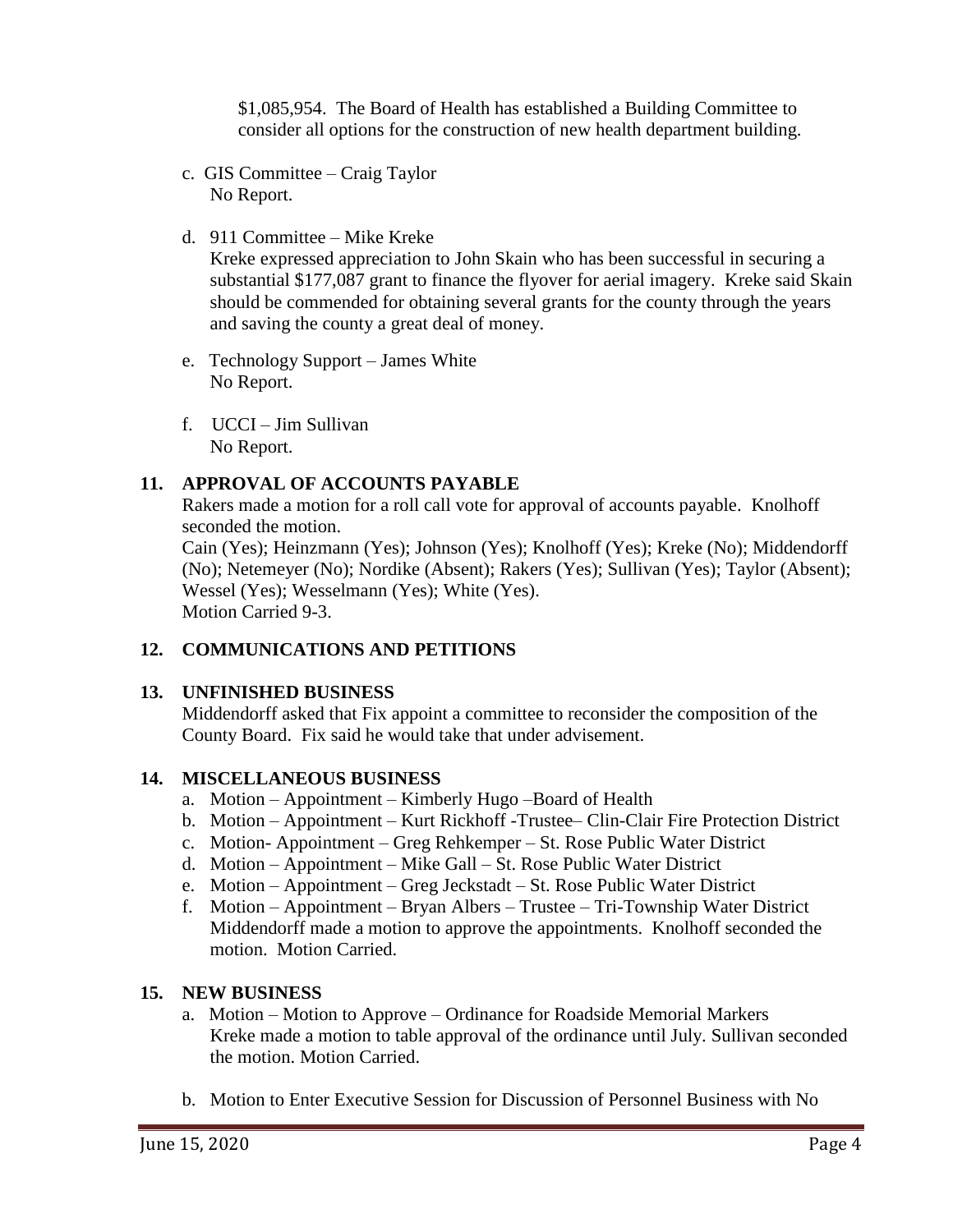$1,085,954. The Board of Health has established a Building Committee to consider all options for the construction of new health department building.

c. GIS Committee – Craig Taylor
   No Report.

d. 911 Committee – Mike Kreke
   Kreke expressed appreciation to John Skain who has been successful in securing a substantial $177,087 grant to finance the flyover for aerial imagery. Kreke said Skain should be commended for obtaining several grants for the county through the years and saving the county a great deal of money.

e. Technology Support – James White
   No Report.

f. UCCI – Jim Sullivan
   No Report.

## 11. APPROVAL OF ACCOUNTS PAYABLE

Rakers made a motion for a roll call vote for approval of accounts payable. Knolhoff seconded the motion.
Cain (Yes); Heinzmann (Yes); Johnson (Yes); Knolhoff (Yes); Kreke (No); Middendorff (No); Netemeyer (No); Nordike (Absent); Rakers (Yes); Sullivan (Yes); Taylor (Absent); Wessel (Yes); Wesselmann (Yes); White (Yes).
Motion Carried 9-3.

## 12. COMMUNICATIONS AND PETITIONS

## 13. UNFINISHED BUSINESS

Middendorff asked that Fix appoint a committee to reconsider the composition of the County Board. Fix said he would take that under advisement.

## 14. MISCELLANEOUS BUSINESS

a. Motion – Appointment – Kimberly Hugo –Board of Health
b. Motion – Appointment – Kurt Rickhoff -Trustee– Clin-Clair Fire Protection District
c. Motion- Appointment – Greg Rehkemper – St. Rose Public Water District
d. Motion – Appointment – Mike Gall – St. Rose Public Water District
e. Motion – Appointment – Greg Jeckstadt – St. Rose Public Water District
f. Motion – Appointment – Bryan Albers – Trustee – Tri-Township Water District
   Middendorff made a motion to approve the appointments. Knolhoff seconded the motion. Motion Carried.

## 15. NEW BUSINESS

a. Motion – Motion to Approve – Ordinance for Roadside Memorial Markers
   Kreke made a motion to table approval of the ordinance until July. Sullivan seconded the motion. Motion Carried.

b. Motion to Enter Executive Session for Discussion of Personnel Business with No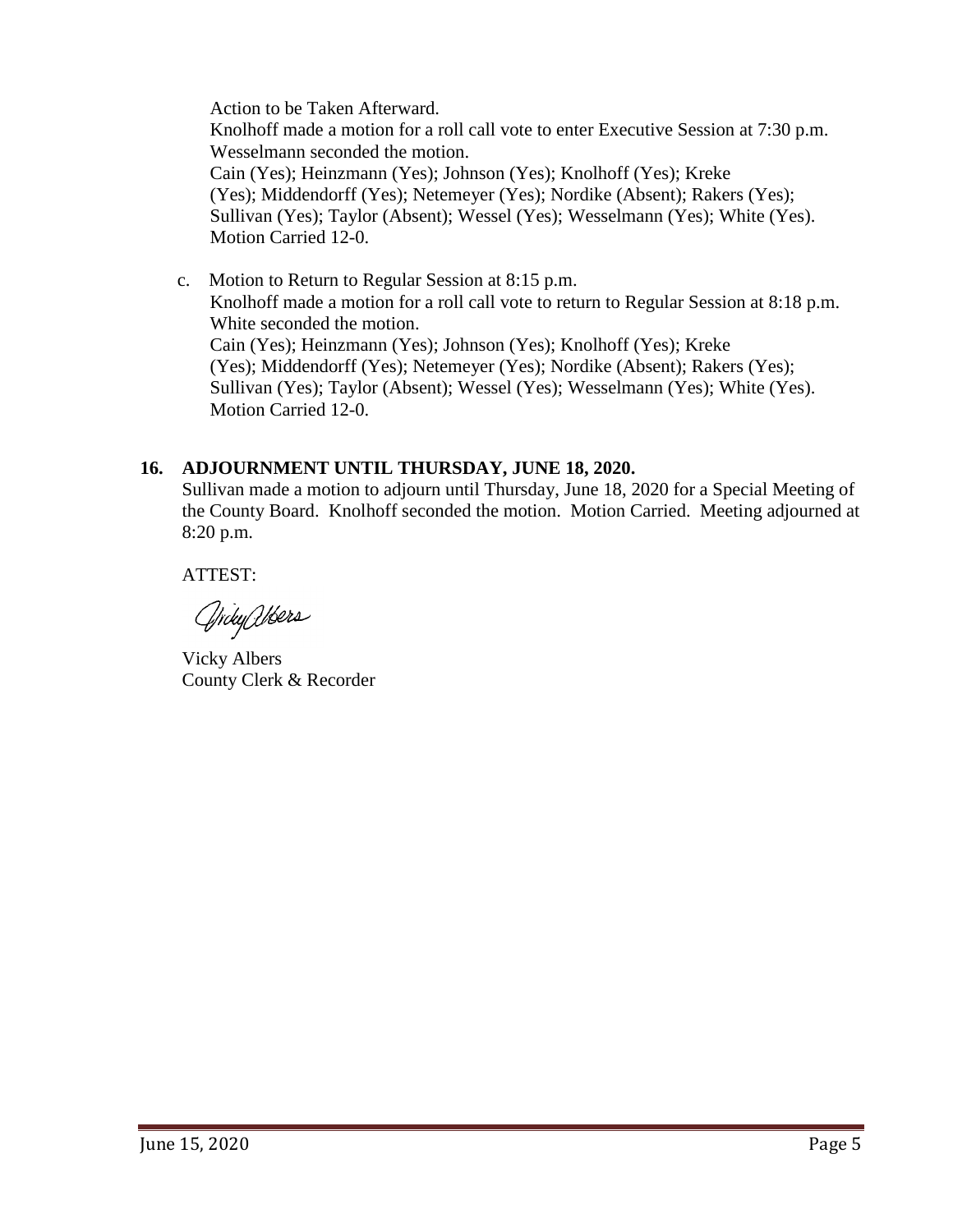Action to be Taken Afterward.
Knolhoff made a motion for a roll call vote to enter Executive Session at 7:30 p.m. Wesselmann seconded the motion.
Cain (Yes); Heinzmann (Yes); Johnson (Yes); Knolhoff (Yes); Kreke (Yes); Middendorff (Yes); Netemeyer (Yes); Nordike (Absent); Rakers (Yes); Sullivan (Yes); Taylor (Absent); Wessel (Yes); Wesselmann (Yes); White (Yes). Motion Carried 12-0.

c. Motion to Return to Regular Session at 8:15 p.m.
Knolhoff made a motion for a roll call vote to return to Regular Session at 8:18 p.m. White seconded the motion.
Cain (Yes); Heinzmann (Yes); Johnson (Yes); Knolhoff (Yes); Kreke (Yes); Middendorff (Yes); Netemeyer (Yes); Nordike (Absent); Rakers (Yes); Sullivan (Yes); Taylor (Absent); Wessel (Yes); Wesselmann (Yes); White (Yes). Motion Carried 12-0.

## 16. ADJOURNMENT UNTIL THURSDAY, JUNE 18, 2020.

Sullivan made a motion to adjourn until Thursday, June 18, 2020 for a Special Meeting of the County Board. Knolhoff seconded the motion. Motion Carried. Meeting adjourned at 8:20 p.m.

ATTEST:

Vicky Albers

Vicky Albers
County Clerk & Recorder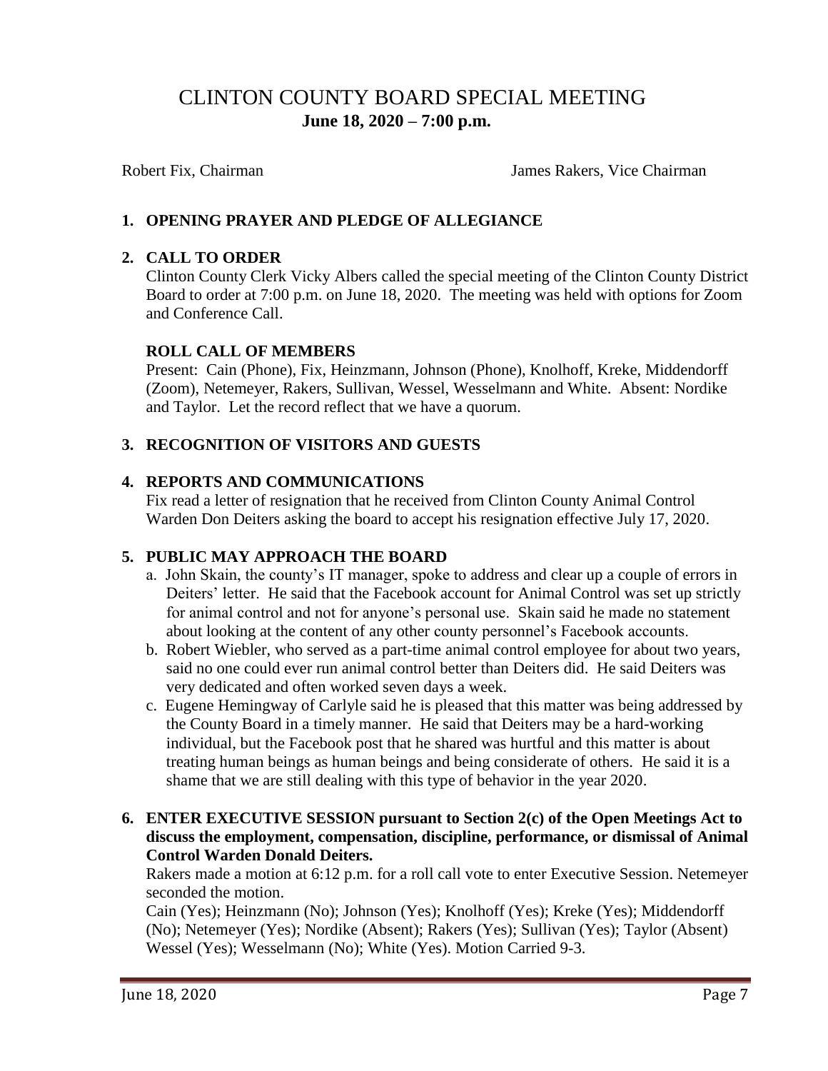# CLINTON COUNTY BOARD SPECIAL MEETING
**June 18, 2020 – 7:00 p.m.**

Robert Fix, Chairman James Rakers, Vice Chairman

## 1. OPENING PRAYER AND PLEDGE OF ALLEGIANCE

## 2. CALL TO ORDER

Clinton County Clerk Vicky Albers called the special meeting of the Clinton County District Board to order at 7:00 p.m. on June 18, 2020. The meeting was held with options for Zoom and Conference Call.

### ROLL CALL OF MEMBERS

Present: Cain (Phone), Fix, Heinzmann, Johnson (Phone), Knolhoff, Kreke, Middendorff (Zoom), Netemeyer, Rakers, Sullivan, Wessel, Wesselmann and White. Absent: Nordike and Taylor. Let the record reflect that we have a quorum.

## 3. RECOGNITION OF VISITORS AND GUESTS

## 4. REPORTS AND COMMUNICATIONS

Fix read a letter of resignation that he received from Clinton County Animal Control Warden Don Deiters asking the board to accept his resignation effective July 17, 2020.

## 5. PUBLIC MAY APPROACH THE BOARD

a. John Skain, the county's IT manager, spoke to address and clear up a couple of errors in Deiters' letter. He said that the Facebook account for Animal Control was set up strictly for animal control and not for anyone's personal use. Skain said he made no statement about looking at the content of any other county personnel's Facebook accounts.

b. Robert Wiebler, who served as a part-time animal control employee for about two years, said no one could ever run animal control better than Deiters did. He said Deiters was very dedicated and often worked seven days a week.

c. Eugene Hemingway of Carlyle said he is pleased that this matter was being addressed by the County Board in a timely manner. He said that Deiters may be a hard-working individual, but the Facebook post that he shared was hurtful and this matter is about treating human beings as human beings and being considerate of others. He said it is a shame that we are still dealing with this type of behavior in the year 2020.

## 6. ENTER EXECUTIVE SESSION pursuant to Section 2(c) of the Open Meetings Act to discuss the employment, compensation, discipline, performance, or dismissal of Animal Control Warden Donald Deiters.

Rakers made a motion at 6:12 p.m. for a roll call vote to enter Executive Session. Netemeyer seconded the motion.

Cain (Yes); Heinzmann (No); Johnson (Yes); Knolhoff (Yes); Kreke (Yes); Middendorff (No); Netemeyer (Yes); Nordike (Absent); Rakers (Yes); Sullivan (Yes); Taylor (Absent) Wessel (Yes); Wesselmann (No); White (Yes). Motion Carried 9-3.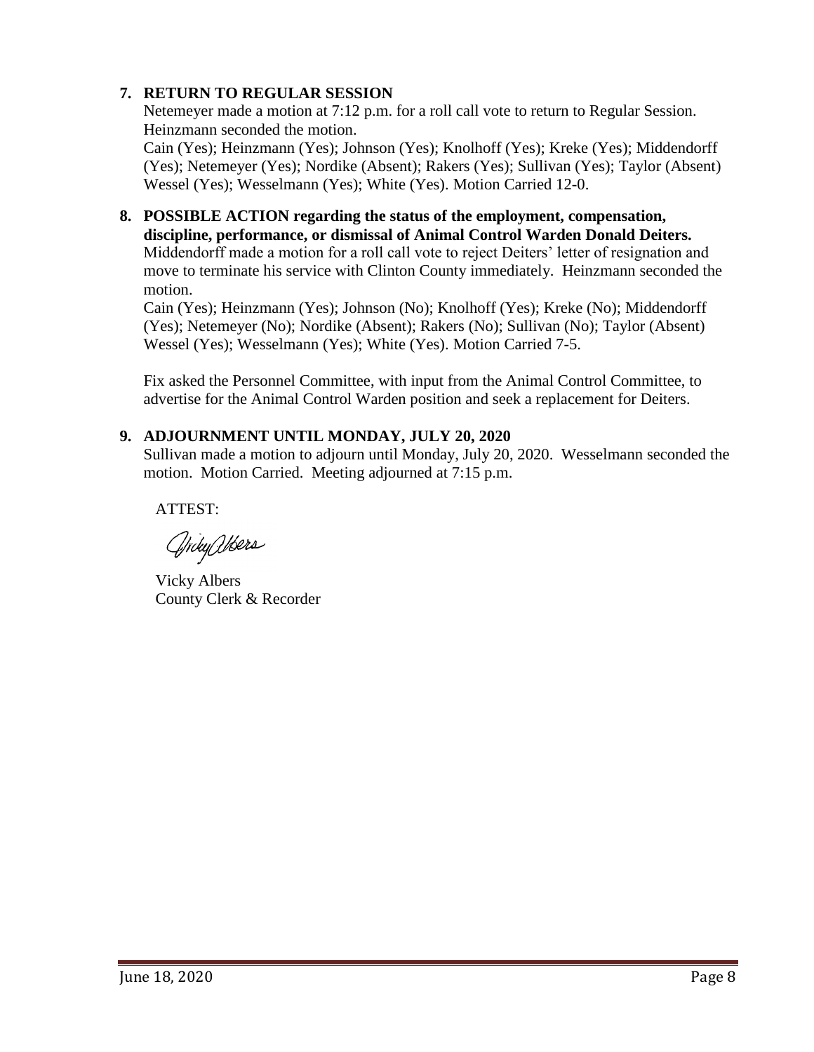**7. RETURN TO REGULAR SESSION**

Netemeyer made a motion at 7:12 p.m. for a roll call vote to return to Regular Session. Heinzmann seconded the motion.

Cain (Yes); Heinzmann (Yes); Johnson (Yes); Knolhoff (Yes); Kreke (Yes); Middendorff (Yes); Netemeyer (Yes); Nordike (Absent); Rakers (Yes); Sullivan (Yes); Taylor (Absent) Wessel (Yes); Wesselmann (Yes); White (Yes). Motion Carried 12-0.

**8. POSSIBLE ACTION regarding the status of the employment, compensation, discipline, performance, or dismissal of Animal Control Warden Donald Deiters.**

Middendorff made a motion for a roll call vote to reject Deiters' letter of resignation and move to terminate his service with Clinton County immediately. Heinzmann seconded the motion.

Cain (Yes); Heinzmann (Yes); Johnson (No); Knolhoff (Yes); Kreke (No); Middendorff (Yes); Netemeyer (No); Nordike (Absent); Rakers (No); Sullivan (No); Taylor (Absent) Wessel (Yes); Wesselmann (Yes); White (Yes). Motion Carried 7-5.

Fix asked the Personnel Committee, with input from the Animal Control Committee, to advertise for the Animal Control Warden position and seek a replacement for Deiters.

**9. ADJOURNMENT UNTIL MONDAY, JULY 20, 2020**

Sullivan made a motion to adjourn until Monday, July 20, 2020. Wesselmann seconded the motion. Motion Carried. Meeting adjourned at 7:15 p.m.

ATTEST:

Vicky Albers

Vicky Albers
County Clerk & Recorder